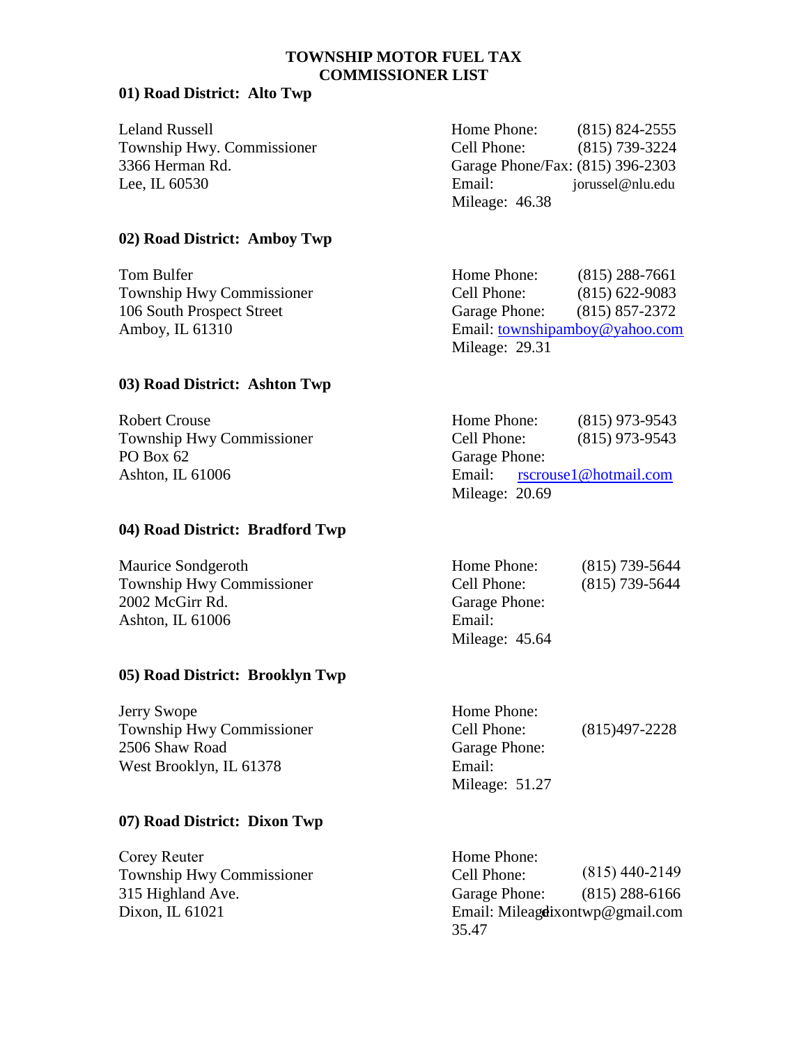# TOWNSHIP MOTOR FUEL TAX COMMISSIONER LIST

### 01) Road District: Alto Twp

Leland Russell
Township Hwy. Commissioner
3366 Herman Rd.
Lee, IL 60530

Home Phone: (815) 824-2555
Cell Phone: (815) 739-3224
Garage Phone/Fax: (815) 396-2303
Email: jorussel@nlu.edu
Mileage: 46.38

### 02) Road District: Amboy Twp

Tom Bulfer
Township Hwy Commissioner
106 South Prospect Street
Amboy, IL 61310

Home Phone: (815) 288-7661
Cell Phone: (815) 622-9083
Garage Phone: (815) 857-2372
Email: townshipamboy@yahoo.com
Mileage: 29.31

### 03) Road District: Ashton Twp

Robert Crouse
Township Hwy Commissioner
PO Box 62
Ashton, IL 61006

Home Phone: (815) 973-9543
Cell Phone: (815) 973-9543
Garage Phone:
Email: rscrouse1@hotmail.com
Mileage: 20.69

### 04) Road District: Bradford Twp

Maurice Sondgeroth
Township Hwy Commissioner
2002 McGirr Rd.
Ashton, IL 61006

Home Phone: (815) 739-5644
Cell Phone: (815) 739-5644
Garage Phone:
Email:
Mileage: 45.64

### 05) Road District: Brooklyn Twp

Jerry Swope
Township Hwy Commissioner
2506 Shaw Road
West Brooklyn, IL 61378

Home Phone:
Cell Phone: (815)497-2228
Garage Phone:
Email:
Mileage: 51.27

### 07) Road District: Dixon Twp

Corey Reuter
Township Hwy Commissioner
315 Highland Ave.
Dixon, IL 61021

Home Phone:
Cell Phone: (815) 440-2149
Garage Phone: (815) 288-6166
Email: dixontwp@gmail.com
Mileage: 35.47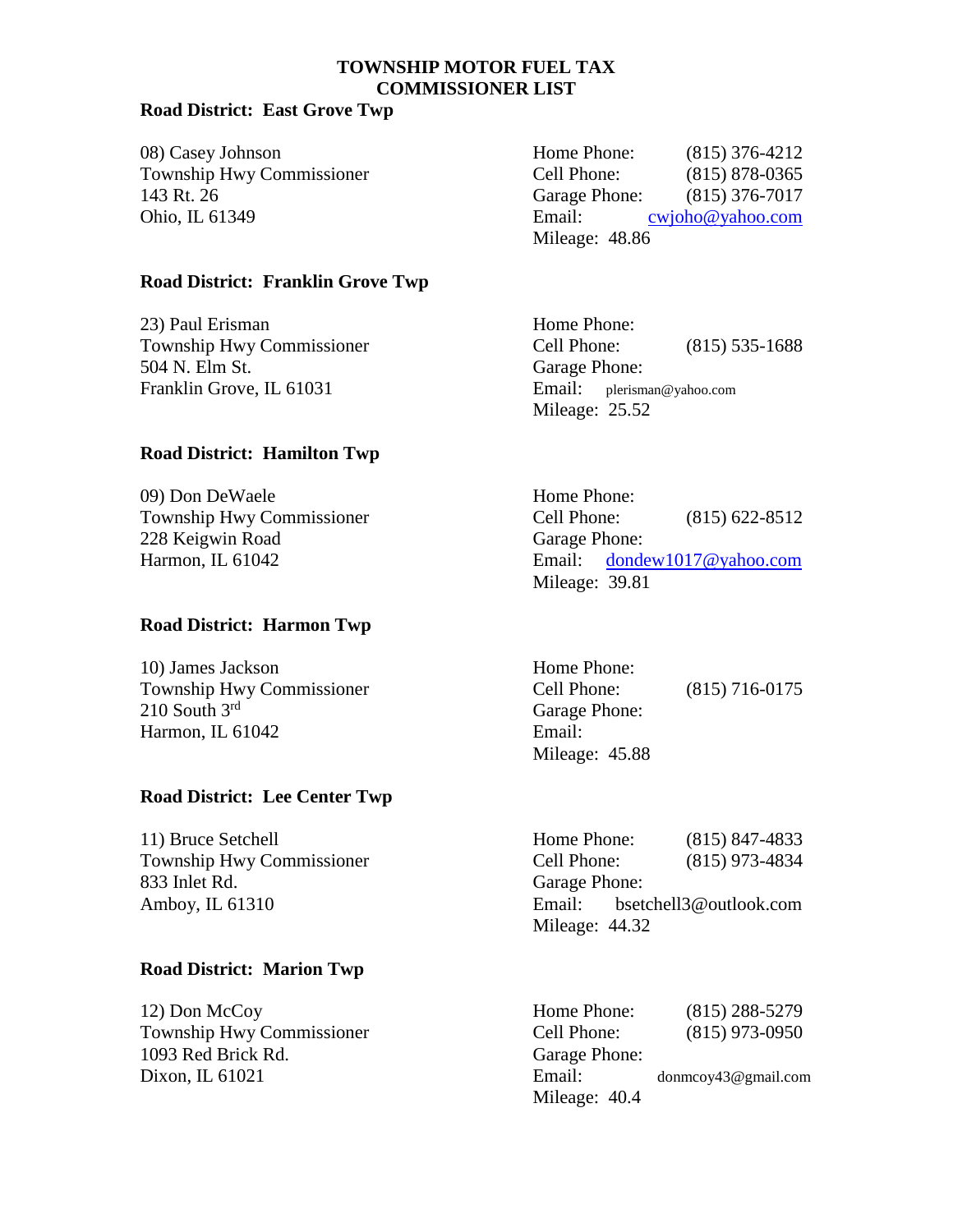**TOWNSHIP MOTOR FUEL TAX COMMISSIONER LIST**

**Road District: East Grove Twp**

08) Casey Johnson
Township Hwy Commissioner
143 Rt. 26
Ohio, IL 61349

Home Phone: (815) 376-4212
Cell Phone: (815) 878-0365
Garage Phone: (815) 376-7017
Email: cwjoho@yahoo.com
Mileage: 48.86

**Road District: Franklin Grove Twp**

23) Paul Erisman
Township Hwy Commissioner
504 N. Elm St.
Franklin Grove, IL 61031

Home Phone:
Cell Phone: (815) 535-1688
Garage Phone:
Email: plerisman@yahoo.com
Mileage: 25.52

**Road District: Hamilton Twp**

09) Don DeWaele
Township Hwy Commissioner
228 Keigwin Road
Harmon, IL 61042

Home Phone:
Cell Phone: (815) 622-8512
Garage Phone:
Email: dondew1017@yahoo.com
Mileage: 39.81

**Road District: Harmon Twp**

10) James Jackson
Township Hwy Commissioner
210 South 3rd
Harmon, IL 61042

Home Phone:
Cell Phone: (815) 716-0175
Garage Phone:
Email:
Mileage: 45.88

**Road District: Lee Center Twp**

11) Bruce Setchell
Township Hwy Commissioner
833 Inlet Rd.
Amboy, IL 61310

Home Phone: (815) 847-4833
Cell Phone: (815) 973-4834
Garage Phone:
Email: bsetchell3@outlook.com
Mileage: 44.32

**Road District: Marion Twp**

12) Don McCoy
Township Hwy Commissioner
1093 Red Brick Rd.
Dixon, IL 61021

Home Phone: (815) 288-5279
Cell Phone: (815) 973-0950
Garage Phone:
Email: donmcoy43@gmail.com
Mileage: 40.4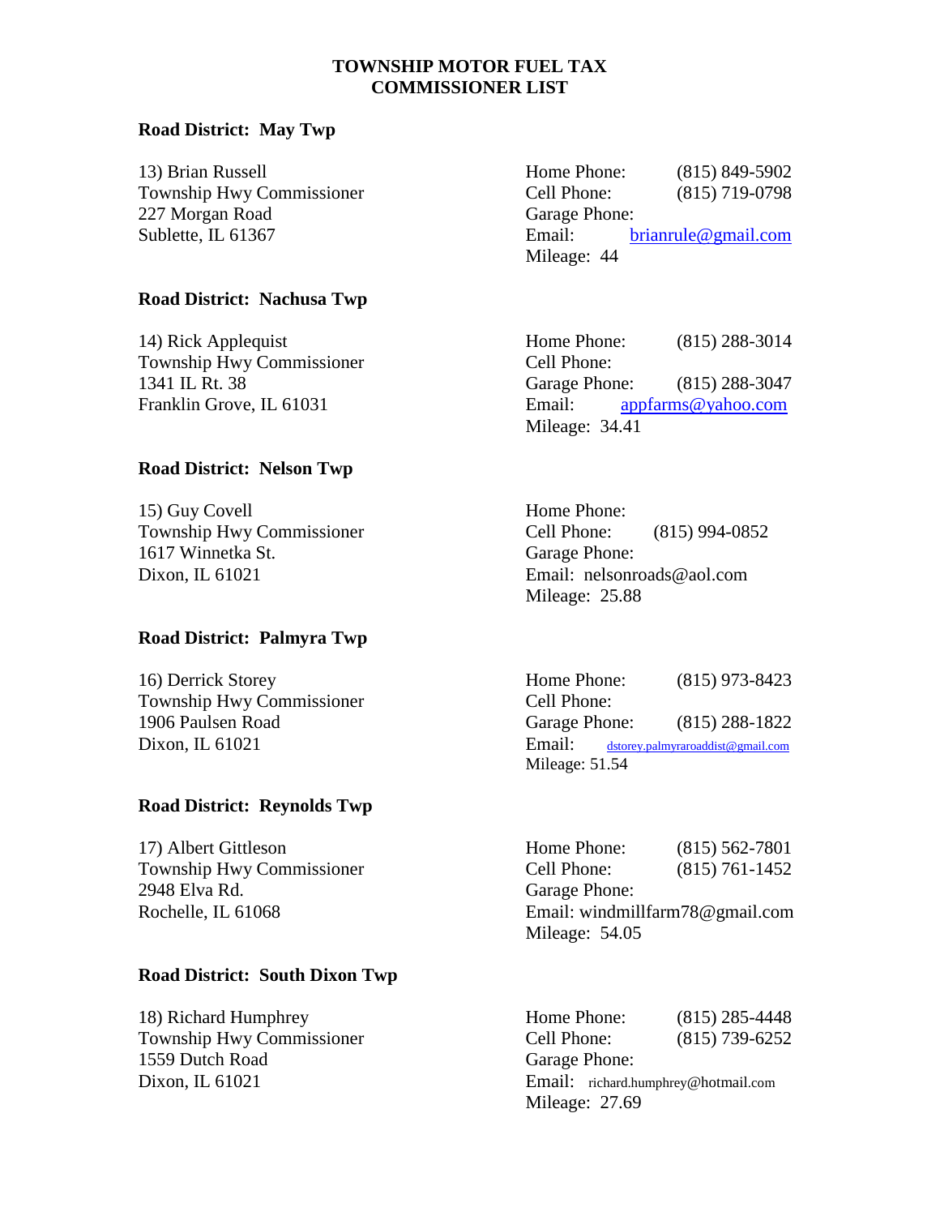# TOWNSHIP MOTOR FUEL TAX COMMISSIONER LIST

**Road District: May Twp**

| | | |
|---|---|---|
| 13) Brian Russell | Home Phone: | (815) 849-5902 |
| Township Hwy Commissioner | Cell Phone: | (815) 719-0798 |
| 227 Morgan Road | Garage Phone: | |
| Sublette, IL 61367 | Email: | brianrule@gmail.com |
| | Mileage: 44 | |

**Road District: Nachusa Twp**

| | | |
|---|---|---|
| 14) Rick Applequist | Home Phone: | (815) 288-3014 |
| Township Hwy Commissioner | Cell Phone: | |
| 1341 IL Rt. 38 | Garage Phone: | (815) 288-3047 |
| Franklin Grove, IL 61031 | Email: | appfarms@yahoo.com |
| | Mileage: 34.41 | |

**Road District: Nelson Twp**

| | | |
|---|---|---|
| 15) Guy Covell | Home Phone: | |
| Township Hwy Commissioner | Cell Phone: | (815) 994-0852 |
| 1617 Winnetka St. | Garage Phone: | |
| Dixon, IL 61021 | Email: | nelsonroads@aol.com |
| | Mileage: 25.88 | |

**Road District: Palmyra Twp**

| | | |
|---|---|---|
| 16) Derrick Storey | Home Phone: | (815) 973-8423 |
| Township Hwy Commissioner | Cell Phone: | |
| 1906 Paulsen Road | Garage Phone: | (815) 288-1822 |
| Dixon, IL 61021 | Email: | dstorey.palmyraroaddist@gmail.com |
| | Mileage: 51.54 | |

**Road District: Reynolds Twp**

| | | |
|---|---|---|
| 17) Albert Gittleson | Home Phone: | (815) 562-7801 |
| Township Hwy Commissioner | Cell Phone: | (815) 761-1452 |
| 2948 Elva Rd. | Garage Phone: | |
| Rochelle, IL 61068 | Email: | windmillfarm78@gmail.com |
| | Mileage: 54.05 | |

**Road District: South Dixon Twp**

| | | |
|---|---|---|
| 18) Richard Humphrey | Home Phone: | (815) 285-4448 |
| Township Hwy Commissioner | Cell Phone: | (815) 739-6252 |
| 1559 Dutch Road | Garage Phone: | |
| Dixon, IL 61021 | Email: | richard.humphrey@hotmail.com |
| | Mileage: 27.69 | |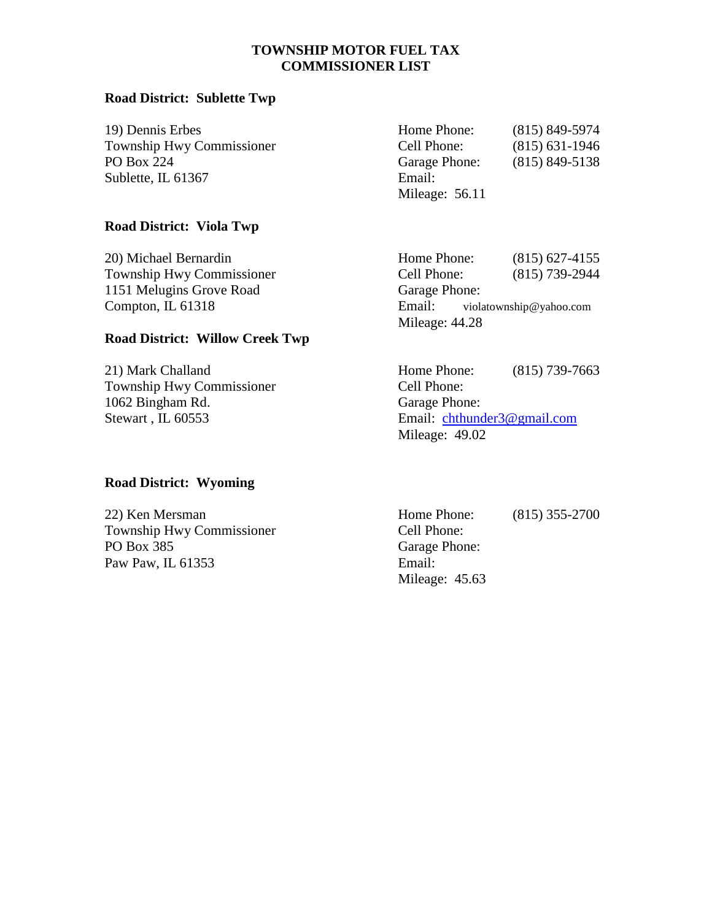# TOWNSHIP MOTOR FUEL TAX COMMISSIONER LIST

## Road District: Sublette Twp

19) Dennis Erbes
Township Hwy Commissioner
PO Box 224
Sublette, IL 61367

Home Phone: (815) 849-5974
Cell Phone: (815) 631-1946
Garage Phone: (815) 849-5138
Email:
Mileage: 56.11

## Road District: Viola Twp

20) Michael Bernardin
Township Hwy Commissioner
1151 Melugins Grove Road
Compton, IL 61318

Home Phone: (815) 627-4155
Cell Phone: (815) 739-2944
Garage Phone:
Email: violatownship@yahoo.com
Mileage: 44.28

## Road District: Willow Creek Twp

21) Mark Challand
Township Hwy Commissioner
1062 Bingham Rd.
Stewart , IL 60553

Home Phone: (815) 739-7663
Cell Phone:
Garage Phone:
Email: chthunder3@gmail.com
Mileage: 49.02

## Road District: Wyoming

22) Ken Mersman
Township Hwy Commissioner
PO Box 385
Paw Paw, IL 61353

Home Phone: (815) 355-2700
Cell Phone:
Garage Phone:
Email:
Mileage: 45.63